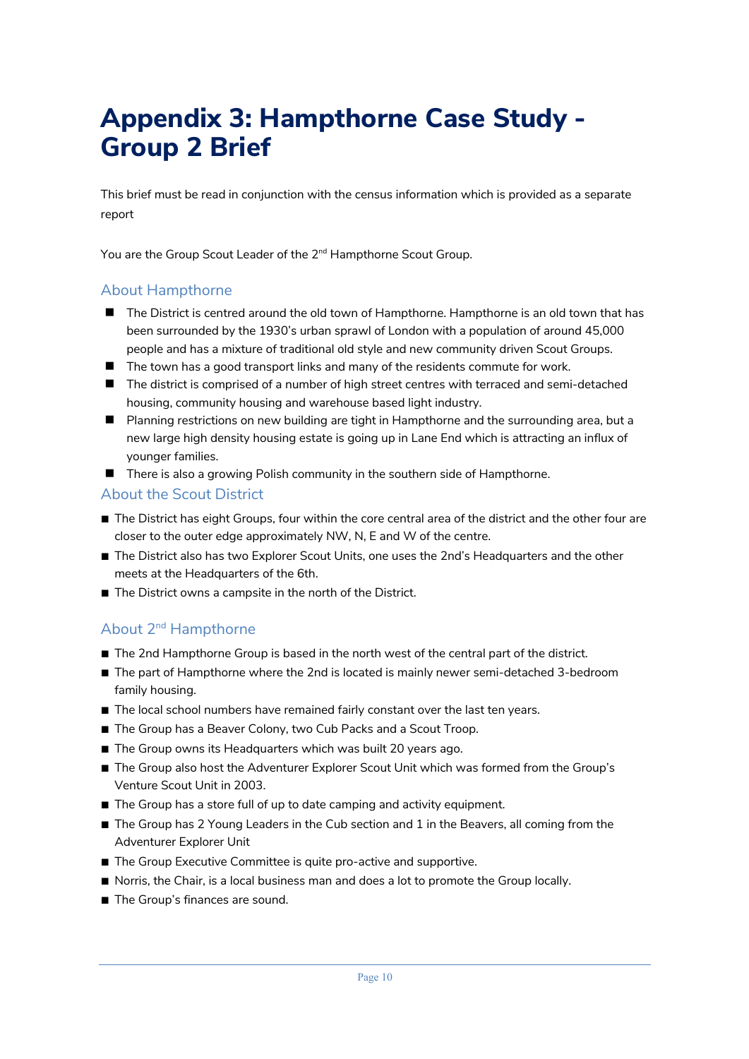# Appendix 3: Hampthorne Case Study - Group 2 Brief

This brief must be read in conjunction with the census information which is provided as a separate report

You are the Group Scout Leader of the 2nd Hampthorne Scout Group.

## About Hampthorne

- The District is centred around the old town of Hampthorne. Hampthorne is an old town that has been surrounded by the 1930's urban sprawl of London with a population of around 45,000 people and has a mixture of traditional old style and new community driven Scout Groups.
- The town has a good transport links and many of the residents commute for work.
- The district is comprised of a number of high street centres with terraced and semi-detached housing, community housing and warehouse based light industry.
- Planning restrictions on new building are tight in Hampthorne and the surrounding area, but a new large high density housing estate is going up in Lane End which is attracting an influx of younger families.
- There is also a growing Polish community in the southern side of Hampthorne.

## About the Scout District

- The District has eight Groups, four within the core central area of the district and the other four are closer to the outer edge approximately NW, N, E and W of the centre.
- The District also has two Explorer Scout Units, one uses the 2nd's Headquarters and the other meets at the Headquarters of the 6th.
- The District owns a campsite in the north of the District.

## About 2nd Hampthorne

- The 2nd Hampthorne Group is based in the north west of the central part of the district.
- The part of Hampthorne where the 2nd is located is mainly newer semi-detached 3-bedroom family housing.
- The local school numbers have remained fairly constant over the last ten years.
- The Group has a Beaver Colony, two Cub Packs and a Scout Troop.
- The Group owns its Headquarters which was built 20 years ago.
- The Group also host the Adventurer Explorer Scout Unit which was formed from the Group's Venture Scout Unit in 2003.
- The Group has a store full of up to date camping and activity equipment.
- The Group has 2 Young Leaders in the Cub section and 1 in the Beavers, all coming from the Adventurer Explorer Unit
- The Group Executive Committee is quite pro-active and supportive.
- Norris, the Chair, is a local business man and does a lot to promote the Group locally.
- The Group's finances are sound.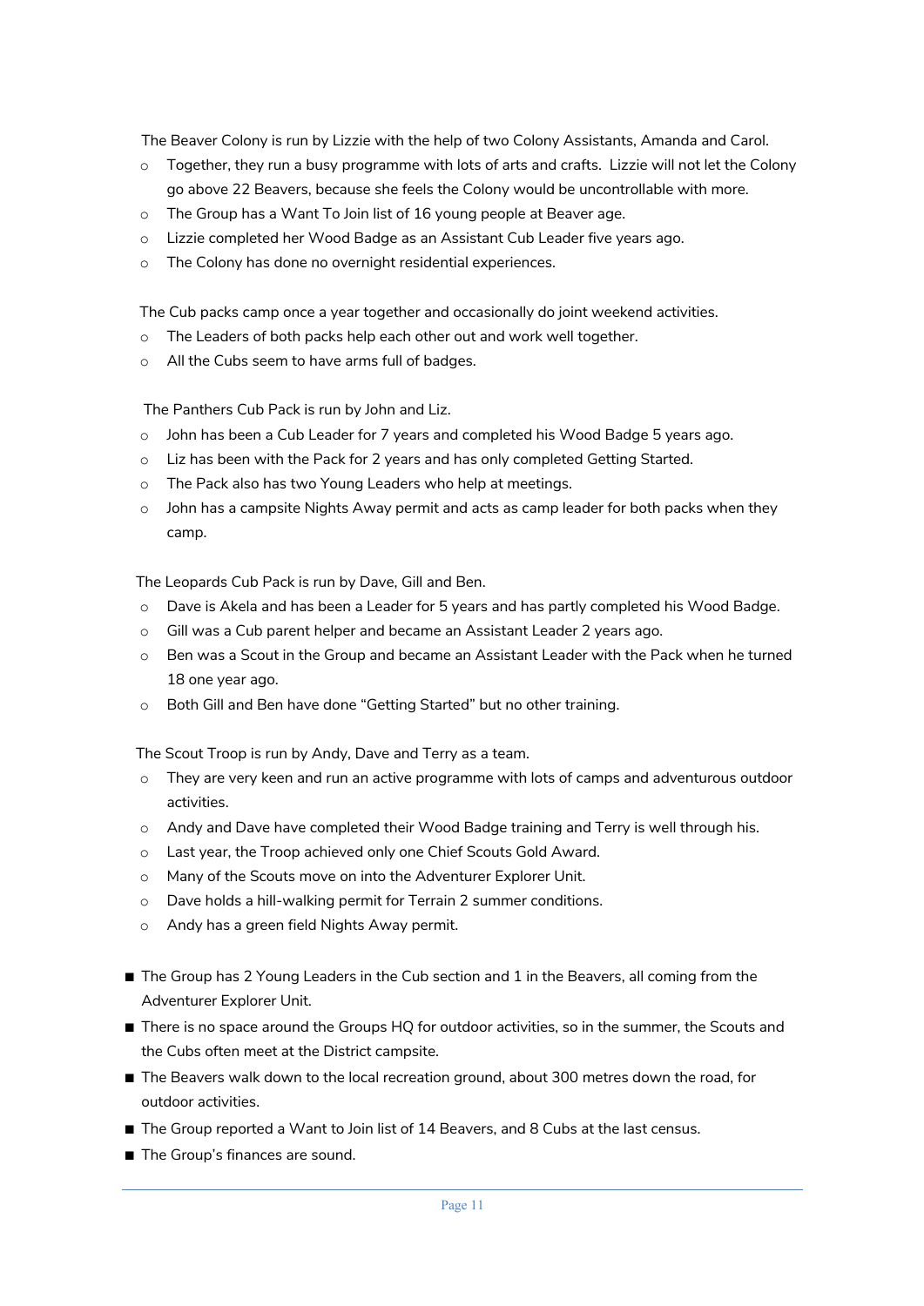The Beaver Colony is run by Lizzie with the help of two Colony Assistants, Amanda and Carol.

- Together, they run a busy programme with lots of arts and crafts. Lizzie will not let the Colony go above 22 Beavers, because she feels the Colony would be uncontrollable with more.
- The Group has a Want To Join list of 16 young people at Beaver age.
- Lizzie completed her Wood Badge as an Assistant Cub Leader five years ago.
- The Colony has done no overnight residential experiences.

The Cub packs camp once a year together and occasionally do joint weekend activities.

- The Leaders of both packs help each other out and work well together.
- All the Cubs seem to have arms full of badges.

The Panthers Cub Pack is run by John and Liz.

- John has been a Cub Leader for 7 years and completed his Wood Badge 5 years ago.
- Liz has been with the Pack for 2 years and has only completed Getting Started.
- The Pack also has two Young Leaders who help at meetings.
- John has a campsite Nights Away permit and acts as camp leader for both packs when they camp.

The Leopards Cub Pack is run by Dave, Gill and Ben.

- Dave is Akela and has been a Leader for 5 years and has partly completed his Wood Badge.
- Gill was a Cub parent helper and became an Assistant Leader 2 years ago.
- Ben was a Scout in the Group and became an Assistant Leader with the Pack when he turned 18 one year ago.
- Both Gill and Ben have done "Getting Started" but no other training.

The Scout Troop is run by Andy, Dave and Terry as a team.

- They are very keen and run an active programme with lots of camps and adventurous outdoor activities.
- Andy and Dave have completed their Wood Badge training and Terry is well through his.
- Last year, the Troop achieved only one Chief Scouts Gold Award.
- Many of the Scouts move on into the Adventurer Explorer Unit.
- Dave holds a hill-walking permit for Terrain 2 summer conditions.
- Andy has a green field Nights Away permit.

- The Group has 2 Young Leaders in the Cub section and 1 in the Beavers, all coming from the Adventurer Explorer Unit.
- There is no space around the Groups HQ for outdoor activities, so in the summer, the Scouts and the Cubs often meet at the District campsite.
- The Beavers walk down to the local recreation ground, about 300 metres down the road, for outdoor activities.
- The Group reported a Want to Join list of 14 Beavers, and 8 Cubs at the last census.
- The Group's finances are sound.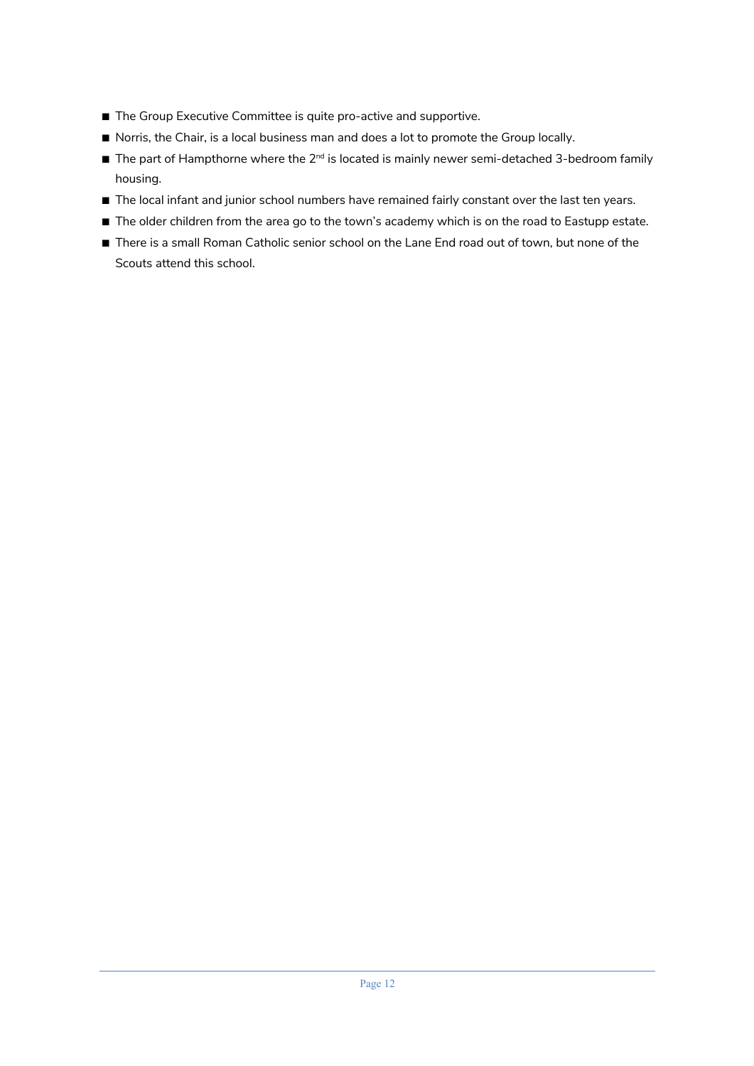- The Group Executive Committee is quite pro-active and supportive.
- Norris, the Chair, is a local business man and does a lot to promote the Group locally.
- The part of Hampthorne where the 2nd is located is mainly newer semi-detached 3-bedroom family housing.
- The local infant and junior school numbers have remained fairly constant over the last ten years.
- The older children from the area go to the town's academy which is on the road to Eastupp estate.
- There is a small Roman Catholic senior school on the Lane End road out of town, but none of the Scouts attend this school.